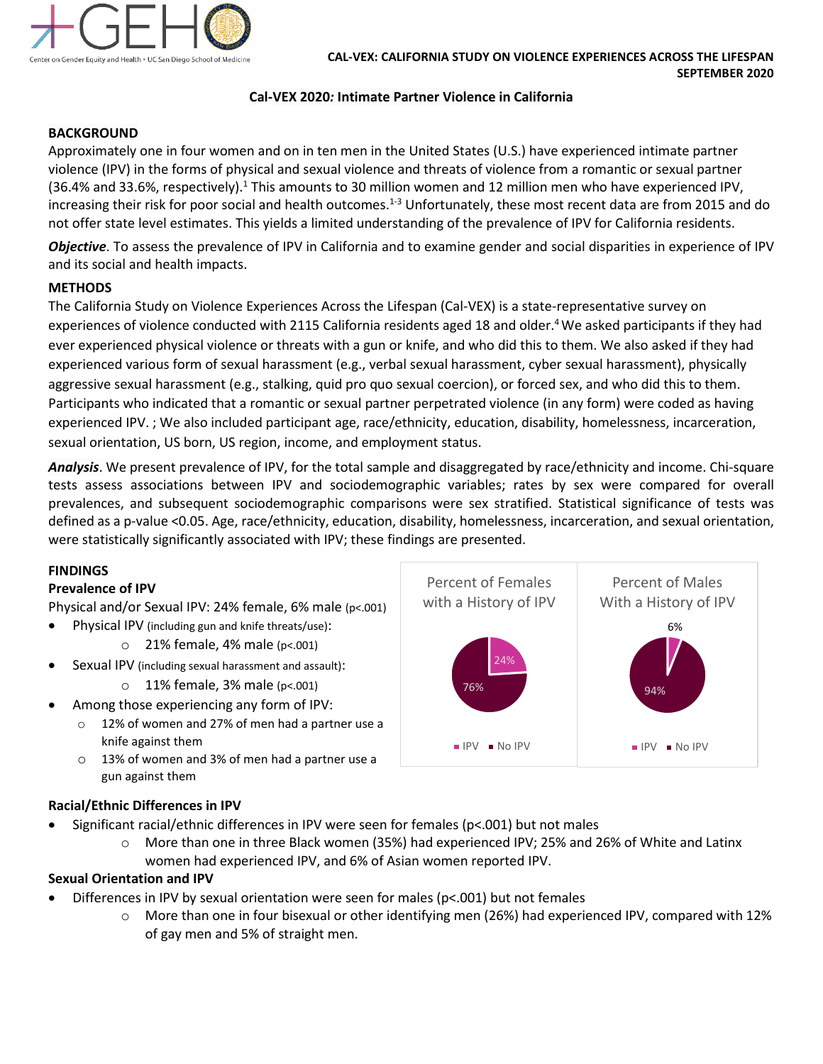Center on Gender Equity and Health • UC San Diego School of Medicine

**CAL-VEX: CALIFORNIA STUDY ON VIOLENCE EXPERIENCES ACROSS THE LIFESPAN**
**SEPTEMBER 2020**

# Cal-VEX 2020*: Intimate Partner Violence in California*

## BACKGROUND

Approximately one in four women and on in ten men in the United States (U.S.) have experienced intimate partner violence (IPV) in the forms of physical and sexual violence and threats of violence from a romantic or sexual partner (36.4% and 33.6%, respectively).[1] This amounts to 30 million women and 12 million men who have experienced IPV, increasing their risk for poor social and health outcomes.[1-3] Unfortunately, these most recent data are from 2015 and do not offer state level estimates. This yields a limited understanding of the prevalence of IPV for California residents.

***Objective***. To assess the prevalence of IPV in California and to examine gender and social disparities in experience of IPV and its social and health impacts.

## METHODS

The California Study on Violence Experiences Across the Lifespan (Cal-VEX) is a state-representative survey on experiences of violence conducted with 2115 California residents aged 18 and older.[4] We asked participants if they had ever experienced physical violence or threats with a gun or knife, and who did this to them. We also asked if they had experienced various form of sexual harassment (e.g., verbal sexual harassment, cyber sexual harassment), physically aggressive sexual harassment (e.g., stalking, quid pro quo sexual coercion), or forced sex, and who did this to them. Participants who indicated that a romantic or sexual partner perpetrated violence (in any form) were coded as having experienced IPV. ; We also included participant age, race/ethnicity, education, disability, homelessness, incarceration, sexual orientation, US born, US region, income, and employment status.

***Analysis***. We present prevalence of IPV, for the total sample and disaggregated by race/ethnicity and income. Chi-square tests assess associations between IPV and sociodemographic variables; rates by sex were compared for overall prevalences, and subsequent sociodemographic comparisons were sex stratified. Statistical significance of tests was defined as a p-value <0.05. Age, race/ethnicity, education, disability, homelessness, incarceration, and sexual orientation, were statistically significantly associated with IPV; these findings are presented.

## FINDINGS

### Prevalence of IPV

Physical and/or Sexual IPV: 24% female, 6% male (p<.001)

- Physical IPV (including gun and knife threats/use):
  - 21% female, 4% male (p<.001)
- Sexual IPV (including sexual harassment and assault):
  - 11% female, 3% male (p<.001)
- Among those experiencing any form of IPV:
  - 12% of women and 27% of men had a partner use a knife against them
  - 13% of women and 3% of men had a partner use a gun against them

| Percent of Females with a History of IPV | Percent of Males With a History of IPV |
| --- | --- |
| IPV: 24% | IPV: 6% |
| No IPV: 76% | No IPV: 94% |

### Racial/Ethnic Differences in IPV

- Significant racial/ethnic differences in IPV were seen for females (p<.001) but not males
  - More than one in three Black women (35%) had experienced IPV; 25% and 26% of White and Latinx women had experienced IPV, and 6% of Asian women reported IPV.

### Sexual Orientation and IPV

- Differences in IPV by sexual orientation were seen for males (p<.001) but not females
  - More than one in four bisexual or other identifying men (26%) had experienced IPV, compared with 12% of gay men and 5% of straight men.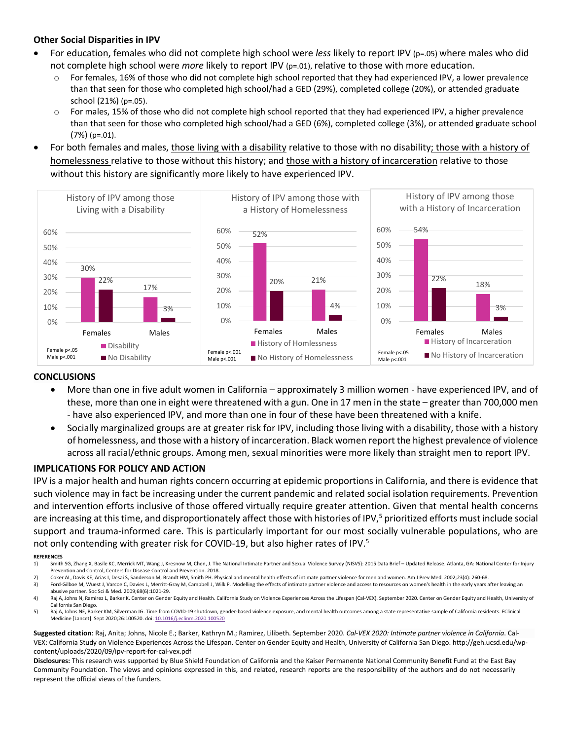### Other Social Disparities in IPV

- For education, females who did not complete high school were *less* likely to report IPV (p=.05) where males who did not complete high school were *more* likely to report IPV (p=.01), relative to those with more education.
  - For females, 16% of those who did not complete high school reported that they had experienced IPV, a lower prevalence than that seen for those who completed high school/had a GED (29%), completed college (20%), or attended graduate school (21%) (p=.05).
  - For males, 15% of those who did not complete high school reported that they had experienced IPV, a higher prevalence than that seen for those who completed high school/had a GED (6%), completed college (3%), or attended graduate school (7%) (p=.01).
- For both females and males, those living with a disability relative to those with no disability; those with a history of homelessness relative to those without this history; and those with a history of incarceration relative to those without this history are significantly more likely to have experienced IPV.

History of IPV among those Living with a Disability

60%
50%
40%
30%
20%
10%
0%

30%
22%
17%
3%

Females
Males

Disability
No Disability

Female p<.05
Male p<.001

History of IPV among those with a History of Homelessness

60%
50%
40%
30%
20%
10%
0%

52%
20%
21%
4%

Females
Males

History of Homlessness
No History of Homelessness

Female p<.001
Male p<.001

History of IPV among those with a History of Incarceration

60%
50%
40%
30%
20%
10%
0%

54%
22%
18%
3%

Females
Males

History of Incarceration
No History of Incarceration

Female p<.05
Male p<.001

### CONCLUSIONS

- More than one in five adult women in California – approximately 3 million women - have experienced IPV, and of these, more than one in eight were threatened with a gun. One in 17 men in the state – greater than 700,000 men - have also experienced IPV, and more than one in four of these have been threatened with a knife.
- Socially marginalized groups are at greater risk for IPV, including those living with a disability, those with a history of homelessness, and those with a history of incarceration. Black women report the highest prevalence of violence across all racial/ethnic groups. Among men, sexual minorities were more likely than straight men to report IPV.

### IMPLICATIONS FOR POLICY AND ACTION

IPV is a major health and human rights concern occurring at epidemic proportions in California, and there is evidence that such violence may in fact be increasing under the current pandemic and related social isolation requirements. Prevention and intervention efforts inclusive of those offered virtually require greater attention. Given that mental health concerns are increasing at this time, and disproportionately affect those with histories of IPV,[5] prioritized efforts must include social support and trauma-informed care. This is particularly important for our most socially vulnerable populations, who are not only contending with greater risk for COVID-19, but also higher rates of IPV.[5]

#### REFERENCES

1) Smith SG, Zhang X, Basile KC, Merrick MT, Wang J, Kresnow M, Chen, J. The National Intimate Partner and Sexual Violence Survey (NISVS): 2015 Data Brief – Updated Release. Atlanta, GA: National Center for Injury Prevention and Control, Centers for Disease Control and Prevention. 2018.
2) Coker AL, Davis KE, Arias I, Desai S, Sanderson M, Brandt HM, Smith PH. Physical and mental health effects of intimate partner violence for men and women. Am J Prev Med. 2002;23(4): 260-68.
3) Ford-Gilboe M, Wuest J, Varcoe C, Davies L, Merritt-Gray M, Campbell J, Wilk P. Modelling the effects of intimate partner violence and access to resources on women's health in the early years after leaving an abusive partner. Soc Sci & Med. 2009;68(6):1021-29.
4) Raj A, Johns N, Ramirez L, Barker K. Center on Gender Equity and Health. California Study on Violence Experiences Across the Lifespan (Cal-VEX). September 2020. Center on Gender Equity and Health, University of California San Diego.
5) Raj A, Johns NE, Barker KM, Silverman JG. Time from COVID-19 shutdown, gender-based violence exposure, and mental health outcomes among a state representative sample of California residents. EClinical Medicine [Lancet]. Sept 2020;26:100520. doi: 10.1016/j.eclinm.2020.100520

**Suggested citation**: Raj, Anita; Johns, Nicole E.; Barker, Kathryn M.; Ramirez, Lilibeth. September 2020. *Cal-VEX 2020: Intimate partner violence in California*. Cal-VEX: California Study on Violence Experiences Across the Lifespan. Center on Gender Equity and Health, University of California San Diego. http://geh.ucsd.edu/wp-content/uploads/2020/09/ipv-report-for-cal-vex.pdf

**Disclosures:** This research was supported by Blue Shield Foundation of California and the Kaiser Permanente National Community Benefit Fund at the East Bay Community Foundation. The views and opinions expressed in this, and related, research reports are the responsibility of the authors and do not necessarily represent the official views of the funders.